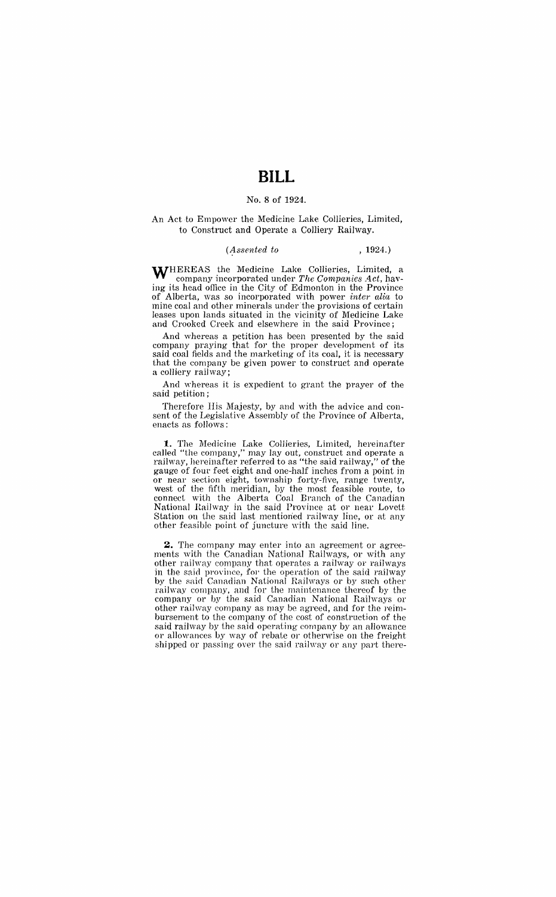# BILL

No. 8 of 1924.

An Act to Empower the Medicine Lake Collieries, Limited, to Construct and Operate a Colliery Railway.

(*Assented to* , 1924.)

WHEREAS the Medicine Lake Collieries, Limited, a company incorporated under *The Companies Act*, having its head office in the City of Edmonton in the Province of Alberta, was so incorporated with power *inter alia* to mine coal and other minerals under the provisions of certain leases upon lands situated in the vicinity of Medicine Lake and Crooked Creek and elsewhere in the said Province;

And whereas a petition has been presented by the said company praying that for the proper development of its said coal fields and the marketing of its coal, it is necessary that the company be given power to construct and operate a colliery railway;

And whereas it is expedient to grant the prayer of the said petition;

Therefore His Majesty, by and with the advice and consent of the Legislative Assembly of the Province of Alberta, enacts as follows:

**1.** The Medicine Lake Collieries, Limited, hereinafter called "the company," may lay out, construct and operate a railway, hereinafter referred to as "the said railway," of the gauge of four feet eight and one-half inches from a point in or near section eight, township forty-five, range twenty, west of the fifth meridian, by the most feasible route, to connect with the Alberta Coal Branch of the Canadian National Railway in the said Province at or near Lovett Station on the said last mentioned railway line, or at any other feasible point of juncture with the said line.

**2.** The company may enter into an agreement or agreements with the Canadian National Railways, or with any other railway company that operates a railway or railways in the said province, for the operation of the said railway by the said Canadian National Railways or by such other railway company, and for the maintenance thereof by the company or by the said Canadian National Railways or other railway company as may be agreed, and for the reimbursement to the company of the cost of construction of the said railway by the said operating company by an allowance or allowances by way of rebate or otherwise on the freight shipped or passing over the said railway or any part there-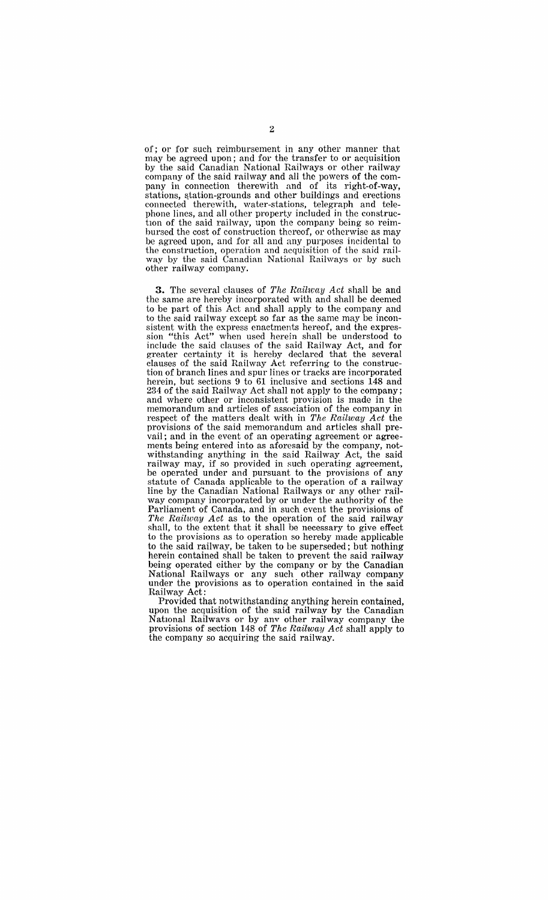of; or for such reimbursement in any other manner that may be agreed upon; and for the transfer to or acquisition by the said Canadian National Railways or other railway company of the said railway and all the powers of the company in connection therewith and of its right-of-way, stations, station-grounds and other buildings and erections connected therewith, water-stations, telegraph and telephone lines, and all other property included in the construction of the said railway, upon the company being so reimbursed the cost of construction thereof, or otherwise as may be agreed upon, and for all and any purposes incidental to the construction, operation and acquisition of the said railway by the said Canadian National Railways or by such other railway company.

**3.** The several clauses of *The Railway Act* shall be and the same are hereby incorporated with and shall be deemed to be part of this Act and shall apply to the company and to the said railway except so far as the same may be inconsistent with the express enactments hereof, and the expression "this Act" when used herein shall be understood to include the said clauses of the said Railway Act, and for greater certainty it is hereby declared that the several clauses of the said Railway Act referring to the construction of branch lines and spur lines or tracks are incorporated herein, but sections 9 to 61 inclusive and sections 148 and 234 of the said Railway Act shall not apply to the company; and where other or inconsistent provision is made in the memorandum and articles of association of the company in respect of the matters dealt with in *The Railway Act* the provisions of the said memorandum and articles shall prevail; and in the event of an operating agreement or agreements being entered into as aforesaid by the company, notwithstanding anything in the said Railway Act, the said railway may, if so provided in such operating agreement, be operated under and pursuant to the provisions of any statute of Canada applicable to the operation of a railway line by the Canadian National Railways or any other railway company incorporated by or under the authority of the Parliament of Canada, and in such event the provisions of *The Railway Act* as to the operation of the said railway shall, to the extent that it shall be necessary to give effect to the provisions as to operation so hereby made applicable to the said railway, be taken to be superseded; but nothing herein contained shall be taken to prevent the said railway being operated either by the company or by the Canadian National Railways or any such other railway company under the provisions as to operation contained in the said Railway Act:

Provided that notwithstanding anything herein contained, upon the acquisition of the said railway by the Canadian National Railways or by any other railway company the provisions of section 148 of *The Railway Act* shall apply to the company so acquiring the said railway.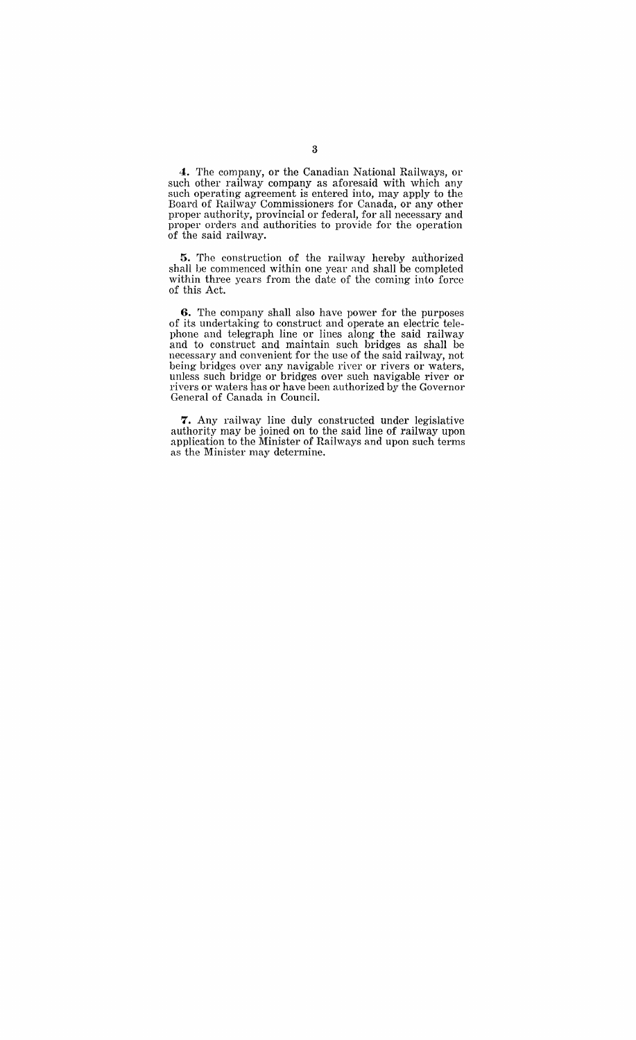**4.** The company, or the Canadian National Railways, or such other railway company as aforesaid with which any such operating agreement is entered into, may apply to the Board of Railway Commissioners for Canada, or any other proper authority, provincial or federal, for all necessary and proper orders and authorities to provide for the operation of the said railway.

**5.** The construction of the railway hereby authorized shall be commenced within one year and shall be completed within three years from the date of the coming into force of this Act.

**6.** The company shall also have power for the purposes of its undertaking to construct and operate an electric telephone and telegraph line or lines along the said railway and to construct and maintain such bridges as shall be necessary and convenient for the use of the said railway, not being bridges over any navigable river or rivers or waters, unless such bridge or bridges over such navigable river or rivers or waters has or have been authorized by the Governor General of Canada in Council.

**7.** Any railway line duly constructed under legislative authority may be joined on to the said line of railway upon application to the Minister of Railways and upon such terms as the Minister may determine.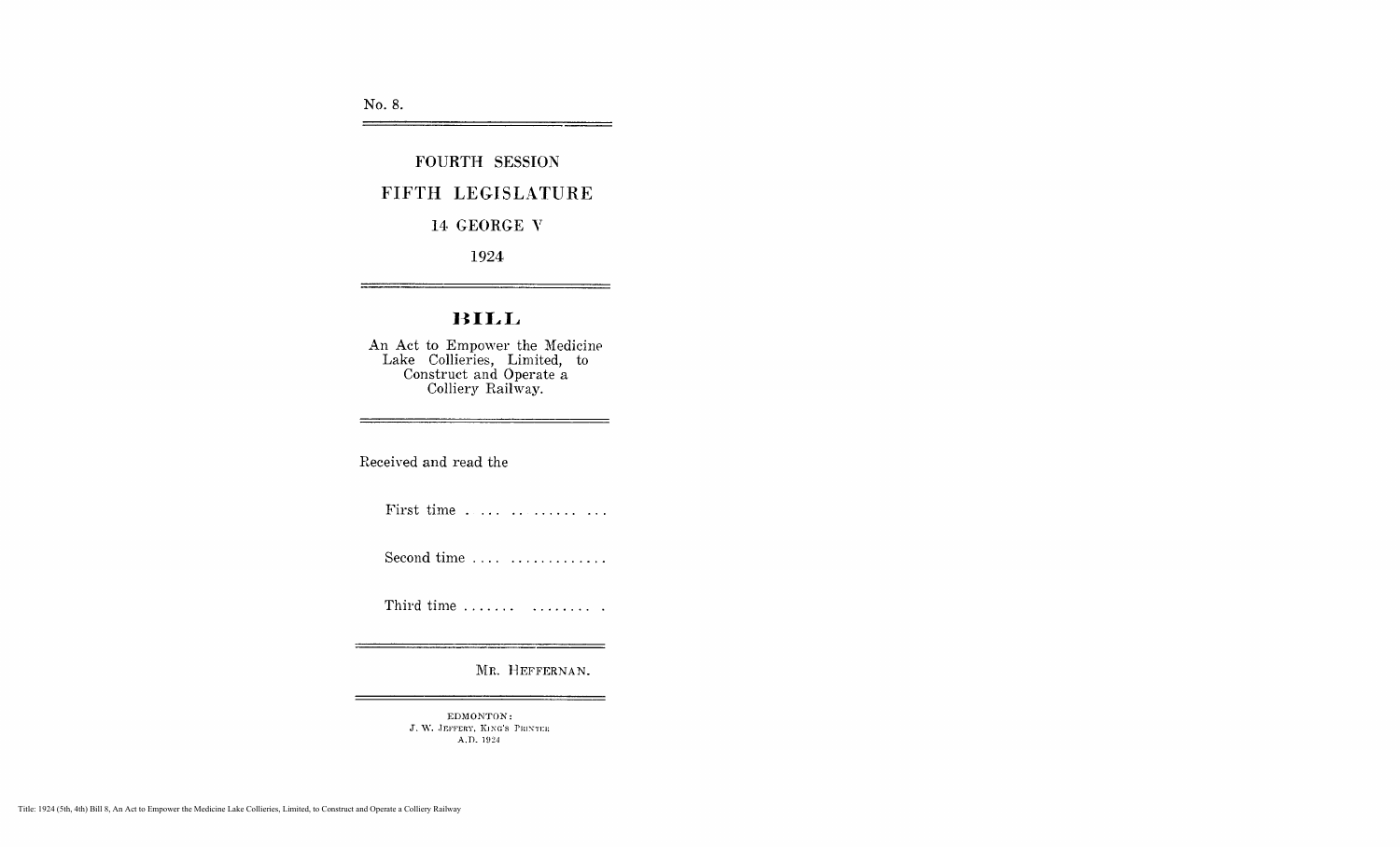No. 8.

FOURTH SESSION

FIFTH LEGISLATURE

14 GEORGE V

1924

# BILL

An Act to Empower the Medicine Lake Collieries, Limited, to Construct and Operate a Colliery Railway.

Received and read the

First time . ... .. ....... ...

Second time .... .............

Third time .......  ........ .

MR. HEFFERNAN.

EDMONTON:
J. W. JEFFERY, KING'S PRINTER
A.D. 1924

Title: 1924 (5th, 4th) Bill 8, An Act to Empower the Medicine Lake Collieries, Limited, to Construct and Operate a Colliery Railway